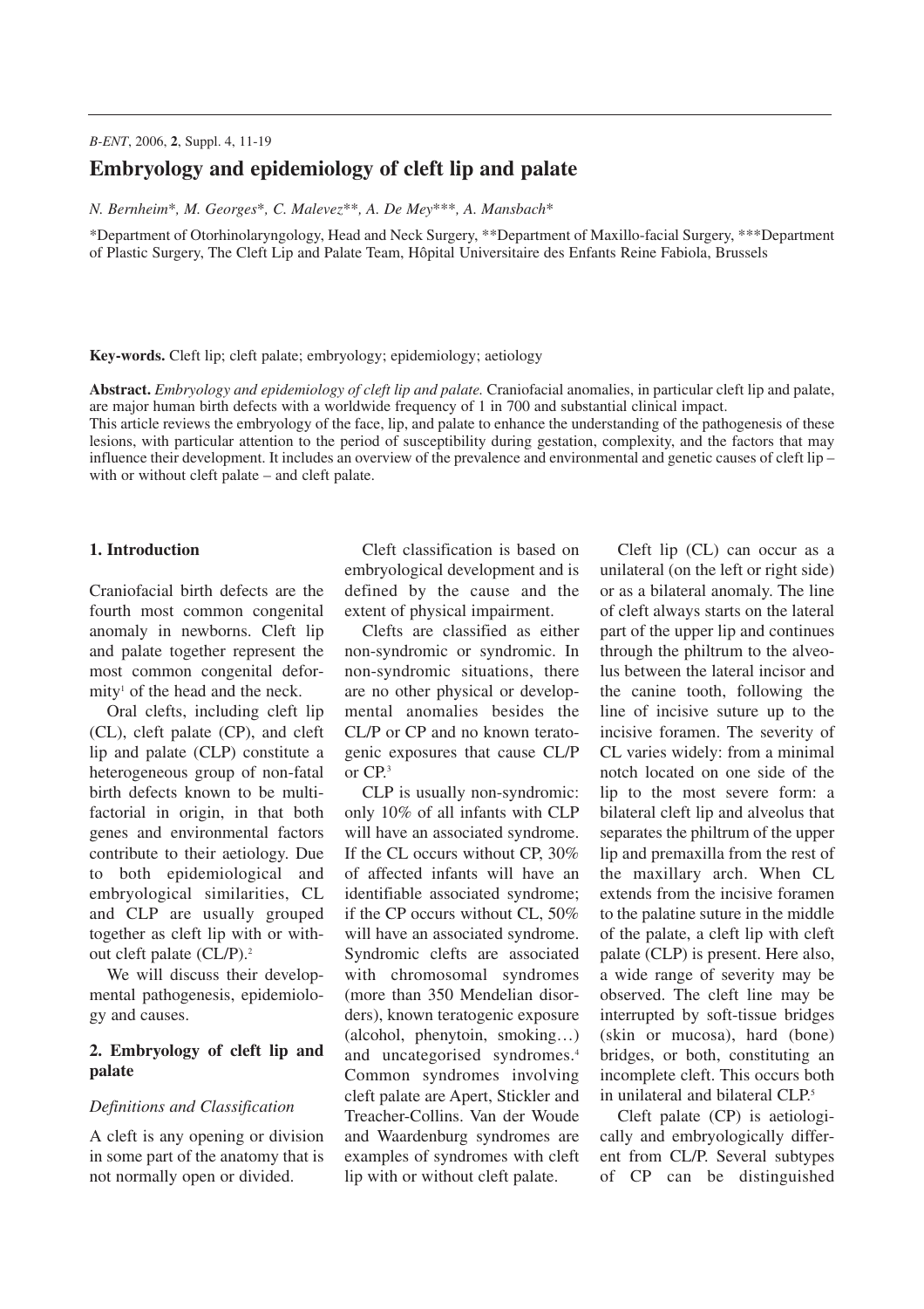# Embryology and epidemiology of cleft lip and palate

*N. Bernheim\*, M. Georges\*, C. Malevez\*\*, A. De Mey\*\*\*, A. Mansbach\**

\*Department of Otorhinolaryngology, Head and Neck Surgery, \*\*Department of Maxillo-facial Surgery, \*\*\*Department of Plastic Surgery, The Cleft Lip and Palate Team, Hôpital Universitaire des Enfants Reine Fabiola, Brussels

**Key-words.** Cleft lip; cleft palate; embryology; epidemiology; aetiology

**Abstract.** *Embryology and epidemiology of cleft lip and palate.* Craniofacial anomalies, in particular cleft lip and palate, are major human birth defects with a worldwide frequency of 1 in 700 and substantial clinical impact.
This article reviews the embryology of the face, lip, and palate to enhance the understanding of the pathogenesis of these lesions, with particular attention to the period of susceptibility during gestation, complexity, and the factors that may influence their development. It includes an overview of the prevalence and environmental and genetic causes of cleft lip – with or without cleft palate – and cleft palate.

## 1. Introduction

Craniofacial birth defects are the fourth most common congenital anomaly in newborns. Cleft lip and palate together represent the most common congenital deformity[1] of the head and the neck.

Oral clefts, including cleft lip (CL), cleft palate (CP), and cleft lip and palate (CLP) constitute a heterogeneous group of non-fatal birth defects known to be multifactorial in origin, in that both genes and environmental factors contribute to their aetiology. Due to both epidemiological and embryological similarities, CL and CLP are usually grouped together as cleft lip with or without cleft palate (CL/P).[2]

We will discuss their developmental pathogenesis, epidemiology and causes.

## 2. Embryology of cleft lip and palate

### *Definitions and Classification*

A cleft is any opening or division in some part of the anatomy that is not normally open or divided.

Cleft classification is based on embryological development and is defined by the cause and the extent of physical impairment.

Clefts are classified as either non-syndromic or syndromic. In non-syndromic situations, there are no other physical or developmental anomalies besides the CL/P or CP and no known teratogenic exposures that cause CL/P or CP.[3]

CLP is usually non-syndromic: only 10% of all infants with CLP will have an associated syndrome. If the CL occurs without CP, 30% of affected infants will have an identifiable associated syndrome; if the CP occurs without CL, 50% will have an associated syndrome. Syndromic clefts are associated with chromosomal syndromes (more than 350 Mendelian disorders), known teratogenic exposure (alcohol, phenytoin, smoking…) and uncategorised syndromes.[4] Common syndromes involving cleft palate are Apert, Stickler and Treacher-Collins. Van der Woude and Waardenburg syndromes are examples of syndromes with cleft lip with or without cleft palate.

Cleft lip (CL) can occur as a unilateral (on the left or right side) or as a bilateral anomaly. The line of cleft always starts on the lateral part of the upper lip and continues through the philtrum to the alveolus between the lateral incisor and the canine tooth, following the line of incisive suture up to the incisive foramen. The severity of CL varies widely: from a minimal notch located on one side of the lip to the most severe form: a bilateral cleft lip and alveolus that separates the philtrum of the upper lip and premaxilla from the rest of the maxillary arch. When CL extends from the incisive foramen to the palatine suture in the middle of the palate, a cleft lip with cleft palate (CLP) is present. Here also, a wide range of severity may be observed. The cleft line may be interrupted by soft-tissue bridges (skin or mucosa), hard (bone) bridges, or both, constituting an incomplete cleft. This occurs both in unilateral and bilateral CLP.[5]

Cleft palate (CP) is aetiologically and embryologically different from CL/P. Several subtypes of CP can be distinguished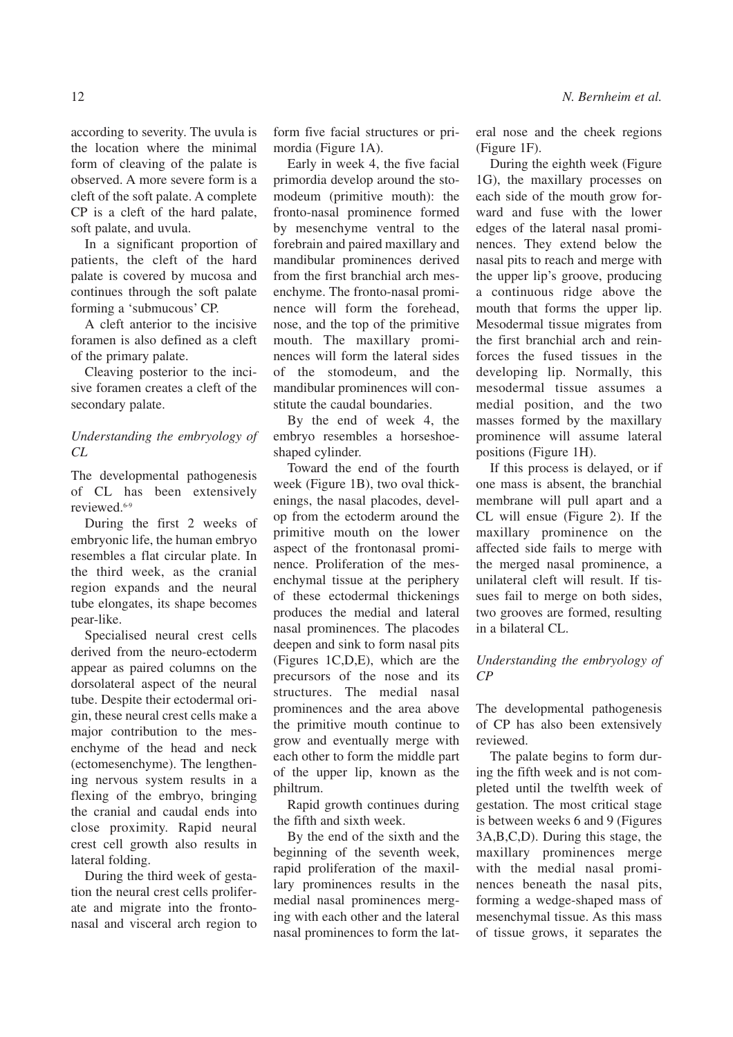according to severity. The uvula is the location where the minimal form of cleaving of the palate is observed. A more severe form is a cleft of the soft palate. A complete CP is a cleft of the hard palate, soft palate, and uvula.

In a significant proportion of patients, the cleft of the hard palate is covered by mucosa and continues through the soft palate forming a 'submucous' CP.

A cleft anterior to the incisive foramen is also defined as a cleft of the primary palate.

Cleaving posterior to the incisive foramen creates a cleft of the secondary palate.

### *Understanding the embryology of CL*

The developmental pathogenesis of CL has been extensively reviewed.[6-9]

During the first 2 weeks of embryonic life, the human embryo resembles a flat circular plate. In the third week, as the cranial region expands and the neural tube elongates, its shape becomes pear-like.

Specialised neural crest cells derived from the neuro-ectoderm appear as paired columns on the dorsolateral aspect of the neural tube. Despite their ectodermal origin, these neural crest cells make a major contribution to the mesenchyme of the head and neck (ectomesenchyme). The lengthening nervous system results in a flexing of the embryo, bringing the cranial and caudal ends into close proximity. Rapid neural crest cell growth also results in lateral folding.

During the third week of gestation the neural crest cells proliferate and migrate into the fronto-nasal and visceral arch region to form five facial structures or primordia (Figure 1A).

Early in week 4, the five facial primordia develop around the stomodeum (primitive mouth): the fronto-nasal prominence formed by mesenchyme ventral to the forebrain and paired maxillary and mandibular prominences derived from the first branchial arch mesenchyme. The fronto-nasal prominence will form the forehead, nose, and the top of the primitive mouth. The maxillary prominences will form the lateral sides of the stomodeum, and the mandibular prominences will constitute the caudal boundaries.

By the end of week 4, the embryo resembles a horseshoe-shaped cylinder.

Toward the end of the fourth week (Figure 1B), two oval thickenings, the nasal placodes, develop from the ectoderm around the primitive mouth on the lower aspect of the frontonasal prominence. Proliferation of the mesenchymal tissue at the periphery of these ectodermal thickenings produces the medial and lateral nasal prominences. The placodes deepen and sink to form nasal pits (Figures 1C,D,E), which are the precursors of the nose and its structures. The medial nasal prominences and the area above the primitive mouth continue to grow and eventually merge with each other to form the middle part of the upper lip, known as the philtrum.

Rapid growth continues during the fifth and sixth week.

By the end of the sixth and the beginning of the seventh week, rapid proliferation of the maxillary prominences results in the medial nasal prominences merging with each other and the lateral nasal prominences to form the lateral nose and the cheek regions (Figure 1F).

During the eighth week (Figure 1G), the maxillary processes on each side of the mouth grow forward and fuse with the lower edges of the lateral nasal prominences. They extend below the nasal pits to reach and merge with the upper lip's groove, producing a continuous ridge above the mouth that forms the upper lip. Mesodermal tissue migrates from the first branchial arch and reinforces the fused tissues in the developing lip. Normally, this mesodermal tissue assumes a medial position, and the two masses formed by the maxillary prominence will assume lateral positions (Figure 1H).

If this process is delayed, or if one mass is absent, the branchial membrane will pull apart and a CL will ensue (Figure 2). If the maxillary prominence on the affected side fails to merge with the merged nasal prominence, a unilateral cleft will result. If tissues fail to merge on both sides, two grooves are formed, resulting in a bilateral CL.

### *Understanding the embryology of CP*

The developmental pathogenesis of CP has also been extensively reviewed.

The palate begins to form during the fifth week and is not completed until the twelfth week of gestation. The most critical stage is between weeks 6 and 9 (Figures 3A,B,C,D). During this stage, the maxillary prominences merge with the medial nasal prominences beneath the nasal pits, forming a wedge-shaped mass of mesenchymal tissue. As this mass of tissue grows, it separates the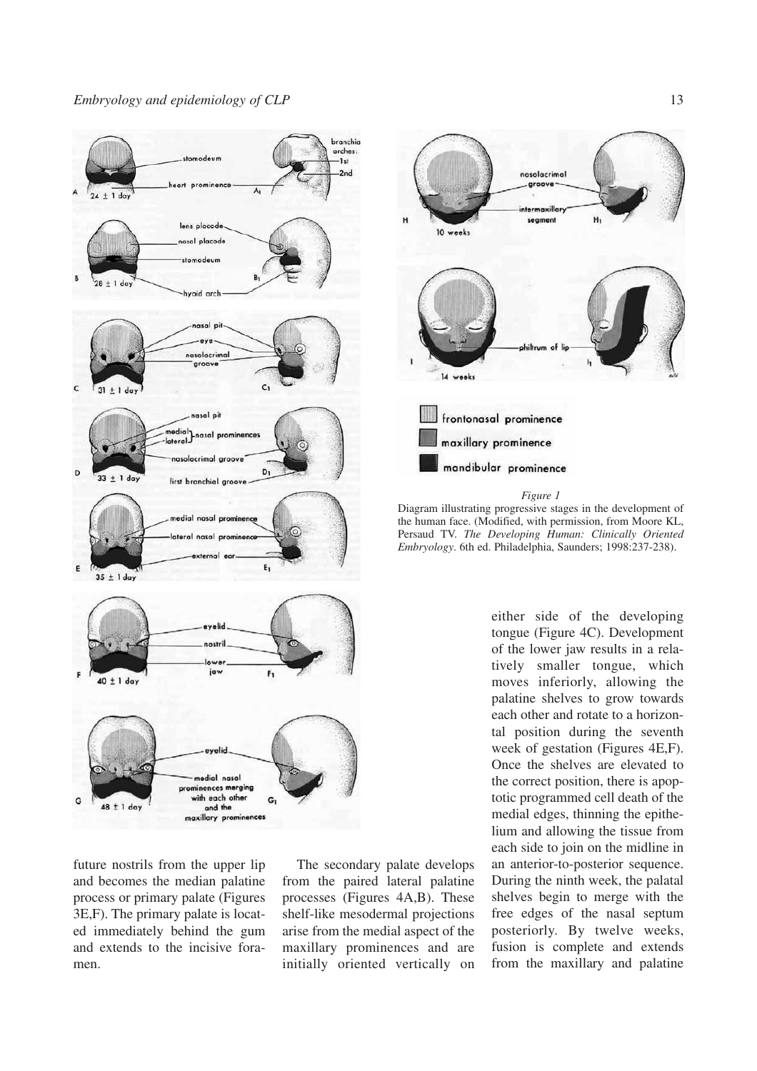A 24 ± 1 day
stomodeum
heart prominence
A1
branchial arches: 1st 2nd

B 28 ± 1 day
lens placode
nasal placode
stomodeum
hyoid arch
B1

C 31 ± 1 day
nasal pit
eye
nasolacrimal groove
C1

D 33 ± 1 day
nasal pit
medial } nasal prominences
lateral
nasolacrimal groove
first branchial groove
D1

E 35 ± 1 day
medial nasal prominence
lateral nasal prominence
external ear
E1

F 40 ± 1 day
eyelid
nostril
lower jaw
F1

G 48 ± 1 day
eyelid
medial nasal prominences merging with each other and the maxillary prominences
G1

H 10 weeks
nasolacrimal groove
intermaxillary segment
H1

I 14 weeks
philtrum of lip
I1

frontonasal prominence
maxillary prominence
mandibular prominence

*Figure 1*
Diagram illustrating progressive stages in the development of the human face. (Modified, with permission, from Moore KL, Persaud TV. *The Developing Human: Clinically Oriented Embryology*. 6th ed. Philadelphia, Saunders; 1998:237-238).

future nostrils from the upper lip and becomes the median palatine process or primary palate (Figures 3E,F). The primary palate is located immediately behind the gum and extends to the incisive foramen.

The secondary palate develops from the paired lateral palatine processes (Figures 4A,B). These shelf-like mesodermal projections arise from the medial aspect of the maxillary prominences and are initially oriented vertically on either side of the developing tongue (Figure 4C). Development of the lower jaw results in a relatively smaller tongue, which moves inferiorly, allowing the palatine shelves to grow towards each other and rotate to a horizontal position during the seventh week of gestation (Figures 4E,F). Once the shelves are elevated to the correct position, there is apoptotic programmed cell death of the medial edges, thinning the epithelium and allowing the tissue from each side to join on the midline in an anterior-to-posterior sequence. During the ninth week, the palatal shelves begin to merge with the free edges of the nasal septum posteriorly. By twelve weeks, fusion is complete and extends from the maxillary and palatine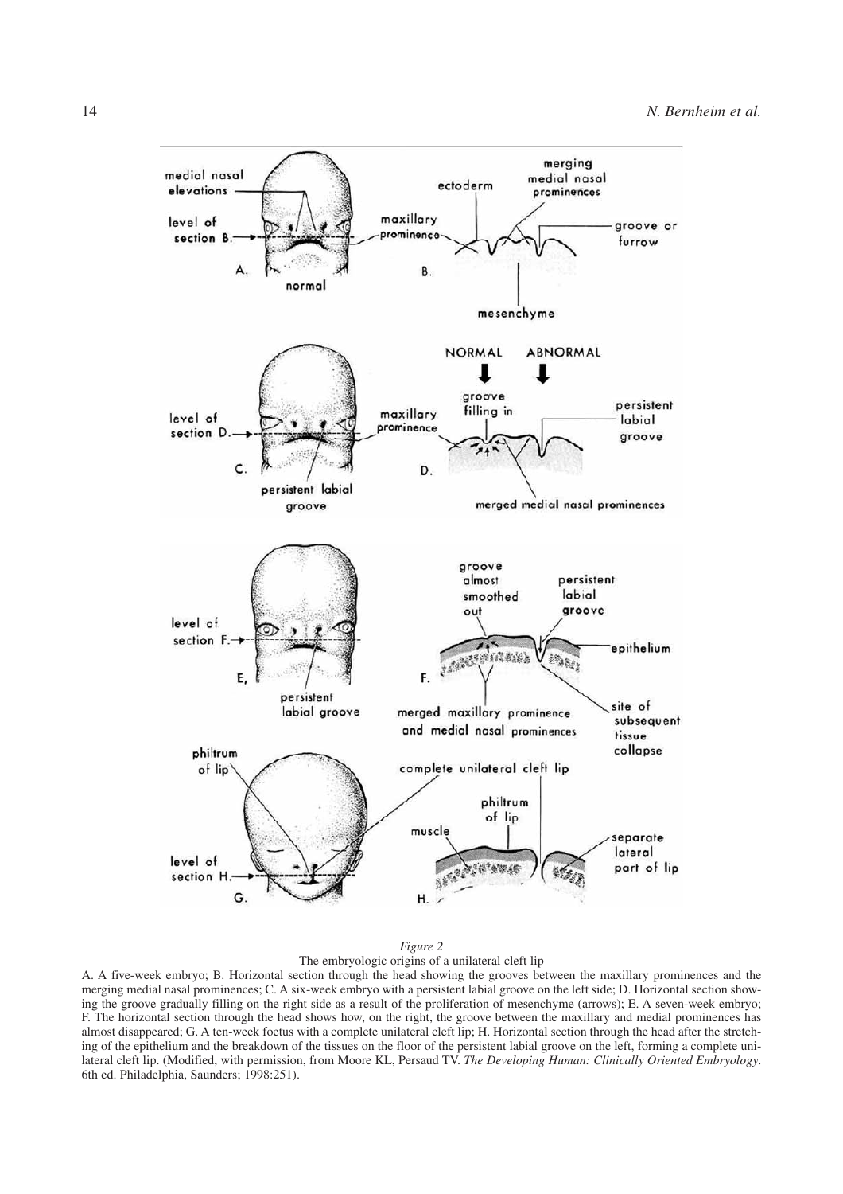*Figure 2*

The embryologic origins of a unilateral cleft lip

A. A five-week embryo; B. Horizontal section through the head showing the grooves between the maxillary prominences and the merging medial nasal prominences; C. A six-week embryo with a persistent labial groove on the left side; D. Horizontal section showing the groove gradually filling on the right side as a result of the proliferation of mesenchyme (arrows); E. A seven-week embryo; F. The horizontal section through the head shows how, on the right, the groove between the maxillary and medial prominences has almost disappeared; G. A ten-week foetus with a complete unilateral cleft lip; H. Horizontal section through the head after the stretching of the epithelium and the breakdown of the tissues on the floor of the persistent labial groove on the left, forming a complete unilateral cleft lip. (Modified, with permission, from Moore KL, Persaud TV. *The Developing Human: Clinically Oriented Embryology*. 6th ed. Philadelphia, Saunders; 1998:251).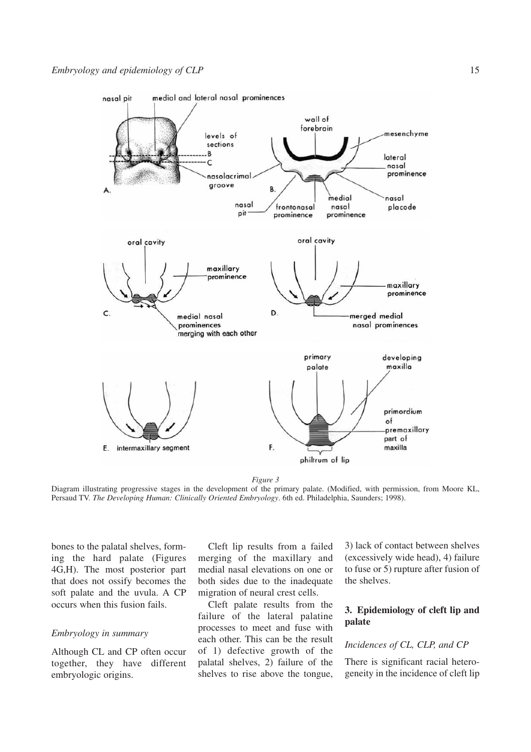nasal pit

medial and lateral nasal prominences

levels of sections

B

C

nasolacrimal groove

A.

wall of forebrain

mesenchyme

lateral nasal prominence

nasal placode

medial nasal prominence

frontonasal prominence

nasal pit

B.

oral cavity

maxillary prominence

medial nasal prominences merging with each other

C.

oral cavity

maxillary prominence

merged medial nasal prominences

D.

E. intermaxillary segment

primary palate

developing maxilla

primordium of premaxillary part of maxilla

philtrum of lip

F.

*Figure 3*

Diagram illustrating progressive stages in the development of the primary palate. (Modified, with permission, from Moore KL, Persaud TV. *The Developing Human: Clinically Oriented Embryology*. 6th ed. Philadelphia, Saunders; 1998).

bones to the palatal shelves, forming the hard palate (Figures 4G,H). The most posterior part that does not ossify becomes the soft palate and the uvula. A CP occurs when this fusion fails.

### *Embryology in summary*

Although CL and CP often occur together, they have different embryologic origins.

Cleft lip results from a failed merging of the maxillary and medial nasal elevations on one or both sides due to the inadequate migration of neural crest cells.

Cleft palate results from the failure of the lateral palatine processes to meet and fuse with each other. This can be the result of 1) defective growth of the palatal shelves, 2) failure of the shelves to rise above the tongue, 3) lack of contact between shelves (excessively wide head), 4) failure to fuse or 5) rupture after fusion of the shelves.

## 3. Epidemiology of cleft lip and palate

### *Incidences of CL, CLP, and CP*

There is significant racial heterogeneity in the incidence of cleft lip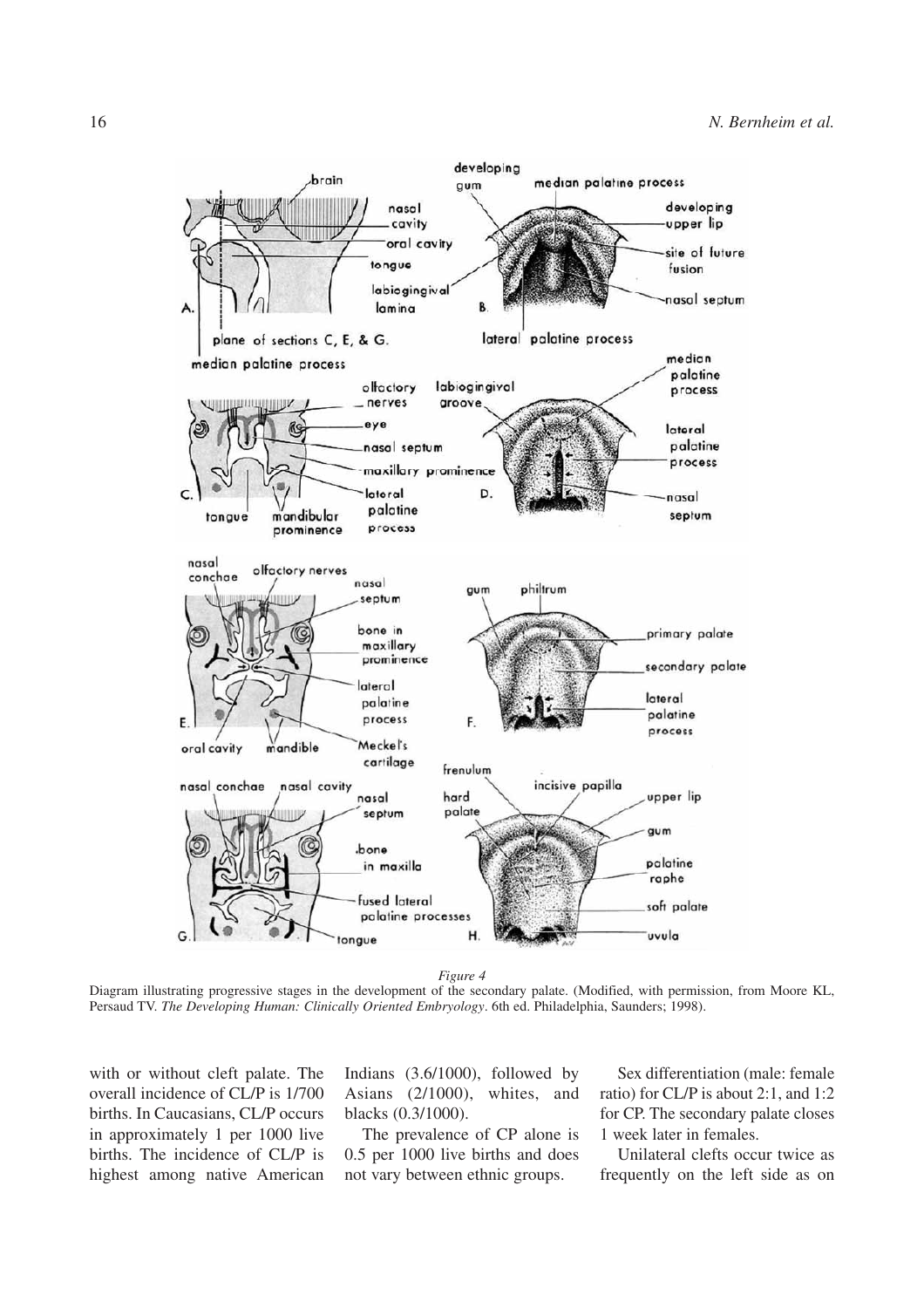*Figure 4*

Diagram illustrating progressive stages in the development of the secondary palate. (Modified, with permission, from Moore KL, Persaud TV. *The Developing Human: Clinically Oriented Embryology*. 6th ed. Philadelphia, Saunders; 1998).

with or without cleft palate. The overall incidence of CL/P is 1/700 births. In Caucasians, CL/P occurs in approximately 1 per 1000 live births. The incidence of CL/P is highest among native American Indians (3.6/1000), followed by Asians (2/1000), whites, and blacks (0.3/1000).

The prevalence of CP alone is 0.5 per 1000 live births and does not vary between ethnic groups.

Sex differentiation (male: female ratio) for CL/P is about 2:1, and 1:2 for CP. The secondary palate closes 1 week later in females.

Unilateral clefts occur twice as frequently on the left side as on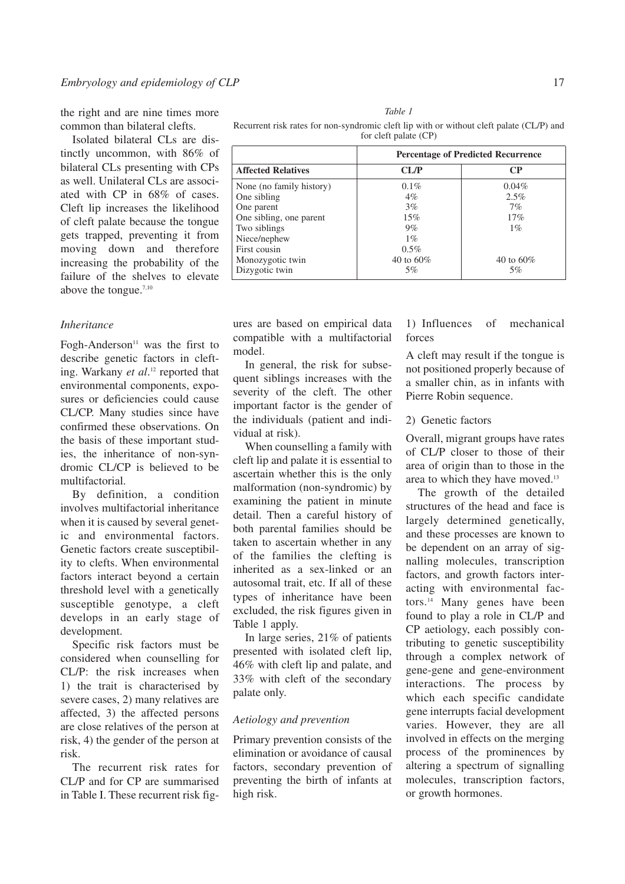the right and are nine times more common than bilateral clefts.

Isolated bilateral CLs are distinctly uncommon, with 86% of bilateral CLs presenting with CPs as well. Unilateral CLs are associated with CP in 68% of cases. Cleft lip increases the likelihood of cleft palate because the tongue gets trapped, preventing it from moving down and therefore increasing the probability of the failure of the shelves to elevate above the tongue.[7,10]

*Table 1*

Recurrent risk rates for non-syndromic cleft lip with or without cleft palate (CL/P) and for cleft palate (CP)

| | **Percentage of Predicted Recurrence** | |
|---|---|---|
| **Affected Relatives** | **CL/P** | **CP** |
| None (no family history) | 0.1% | 0.04% |
| One sibling | 4% | 2.5% |
| One parent | 3% | 7% |
| One sibling, one parent | 15% | 17% |
| Two siblings | 9% | 1% |
| Niece/nephew | 1% | |
| First cousin | 0.5% | |
| Monozygotic twin | 40 to 60% | 40 to 60% |
| Dizygotic twin | 5% | 5% |

### *Inheritance*

Fogh-Anderson[11] was the first to describe genetic factors in clefting. Warkany *et al*.[12] reported that environmental components, exposures or deficiencies could cause CL/CP. Many studies since have confirmed these observations. On the basis of these important studies, the inheritance of non-syndromic CL/CP is believed to be multifactorial.

By definition, a condition involves multifactorial inheritance when it is caused by several genetic and environmental factors. Genetic factors create susceptibility to clefts. When environmental factors interact beyond a certain threshold level with a genetically susceptible genotype, a cleft develops in an early stage of development.

Specific risk factors must be considered when counselling for CL/P: the risk increases when 1) the trait is characterised by severe cases, 2) many relatives are affected, 3) the affected persons are close relatives of the person at risk, 4) the gender of the person at risk.

The recurrent risk rates for CL/P and for CP are summarised in Table I. These recurrent risk figures are based on empirical data compatible with a multifactorial model.

In general, the risk for subsequent siblings increases with the severity of the cleft. The other important factor is the gender of the individuals (patient and individual at risk).

When counselling a family with cleft lip and palate it is essential to ascertain whether this is the only malformation (non-syndromic) by examining the patient in minute detail. Then a careful history of both parental families should be taken to ascertain whether in any of the families the clefting is inherited as a sex-linked or an autosomal trait, etc. If all of these types of inheritance have been excluded, the risk figures given in Table 1 apply.

In large series, 21% of patients presented with isolated cleft lip, 46% with cleft lip and palate, and 33% with cleft of the secondary palate only.

### *Aetiology and prevention*

Primary prevention consists of the elimination or avoidance of causal factors, secondary prevention of preventing the birth of infants at high risk.

1) Influences of mechanical forces

A cleft may result if the tongue is not positioned properly because of a smaller chin, as in infants with Pierre Robin sequence.

2) Genetic factors

Overall, migrant groups have rates of CL/P closer to those of their area of origin than to those in the area to which they have moved.[13]

The growth of the detailed structures of the head and face is largely determined genetically, and these processes are known to be dependent on an array of signalling molecules, transcription factors, and growth factors interacting with environmental factors.[14] Many genes have been found to play a role in CL/P and CP aetiology, each possibly contributing to genetic susceptibility through a complex network of gene-gene and gene-environment interactions. The process by which each specific candidate gene interrupts facial development varies. However, they are all involved in effects on the merging process of the prominences by altering a spectrum of signalling molecules, transcription factors, or growth hormones.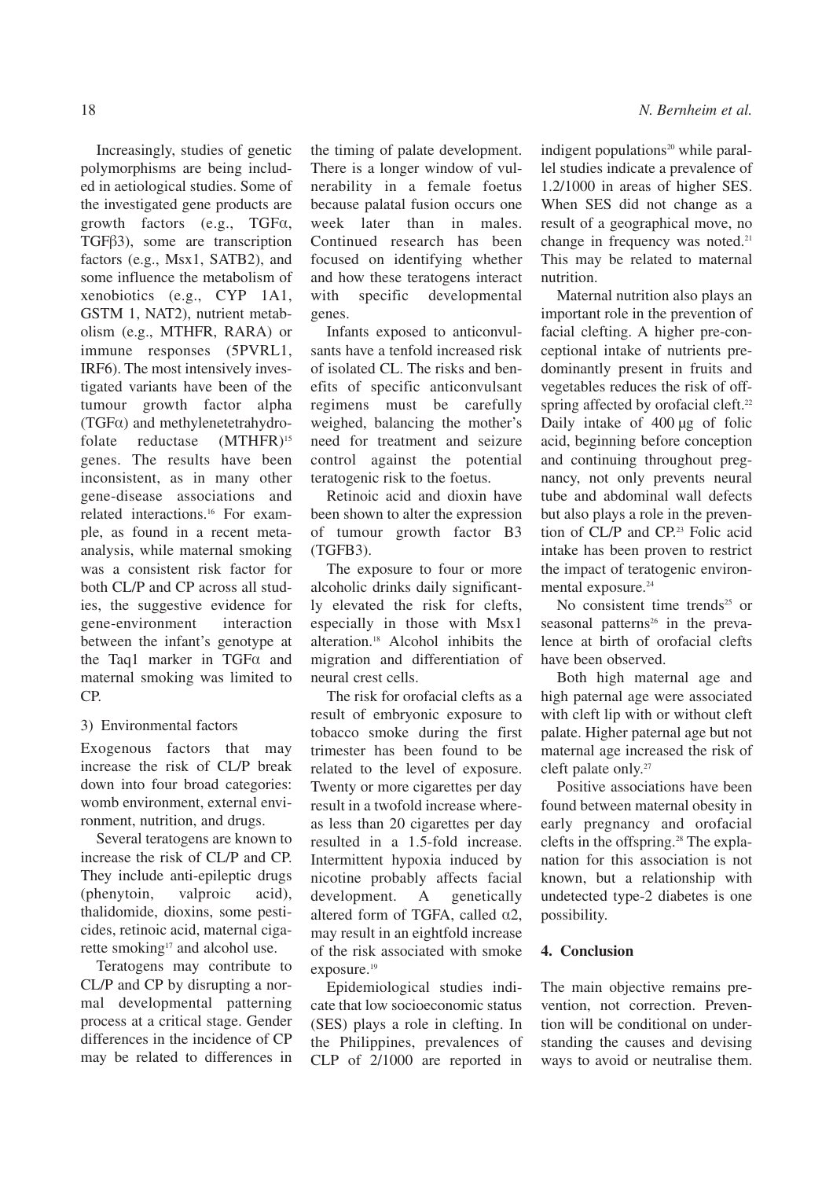Increasingly, studies of genetic polymorphisms are being included in aetiological studies. Some of the investigated gene products are growth factors (e.g., TGFα, TGFβ3), some are transcription factors (e.g., Msx1, SATB2), and some influence the metabolism of xenobiotics (e.g., CYP 1A1, GSTM 1, NAT2), nutrient metabolism (e.g., MTHFR, RARA) or immune responses (5PVRL1, IRF6). The most intensively investigated variants have been of the tumour growth factor alpha (TGFα) and methylenetetrahydrofolate reductase (MTHFR)[15] genes. The results have been inconsistent, as in many other gene-disease associations and related interactions.[16] For example, as found in a recent meta-analysis, while maternal smoking was a consistent risk factor for both CL/P and CP across all studies, the suggestive evidence for gene-environment interaction between the infant's genotype at the Taq1 marker in TGFα and maternal smoking was limited to CP.

3) Environmental factors

Exogenous factors that may increase the risk of CL/P break down into four broad categories: womb environment, external environment, nutrition, and drugs.

Several teratogens are known to increase the risk of CL/P and CP. They include anti-epileptic drugs (phenytoin, valproic acid), thalidomide, dioxins, some pesticides, retinoic acid, maternal cigarette smoking[17] and alcohol use.

Teratogens may contribute to CL/P and CP by disrupting a normal developmental patterning process at a critical stage. Gender differences in the incidence of CP may be related to differences in the timing of palate development. There is a longer window of vulnerability in a female foetus because palatal fusion occurs one week later than in males. Continued research has been focused on identifying whether and how these teratogens interact with specific developmental genes.

Infants exposed to anticonvulsants have a tenfold increased risk of isolated CL. The risks and benefits of specific anticonvulsant regimens must be carefully weighed, balancing the mother's need for treatment and seizure control against the potential teratogenic risk to the foetus.

Retinoic acid and dioxin have been shown to alter the expression of tumour growth factor B3 (TGFB3).

The exposure to four or more alcoholic drinks daily significantly elevated the risk for clefts, especially in those with Msx1 alteration.[18] Alcohol inhibits the migration and differentiation of neural crest cells.

The risk for orofacial clefts as a result of embryonic exposure to tobacco smoke during the first trimester has been found to be related to the level of exposure. Twenty or more cigarettes per day result in a twofold increase whereas less than 20 cigarettes per day resulted in a 1.5-fold increase. Intermittent hypoxia induced by nicotine probably affects facial development. A genetically altered form of TGFA, called α2, may result in an eightfold increase of the risk associated with smoke exposure.[19]

Epidemiological studies indicate that low socioeconomic status (SES) plays a role in clefting. In the Philippines, prevalences of CLP of 2/1000 are reported in indigent populations[20] while parallel studies indicate a prevalence of 1.2/1000 in areas of higher SES. When SES did not change as a result of a geographical move, no change in frequency was noted.[21] This may be related to maternal nutrition.

Maternal nutrition also plays an important role in the prevention of facial clefting. A higher pre-conceptional intake of nutrients predominantly present in fruits and vegetables reduces the risk of offspring affected by orofacial cleft.[22] Daily intake of 400 µg of folic acid, beginning before conception and continuing throughout pregnancy, not only prevents neural tube and abdominal wall defects but also plays a role in the prevention of CL/P and CP.[23] Folic acid intake has been proven to restrict the impact of teratogenic environmental exposure.[24]

No consistent time trends[25] or seasonal patterns[26] in the prevalence at birth of orofacial clefts have been observed.

Both high maternal age and high paternal age were associated with cleft lip with or without cleft palate. Higher paternal age but not maternal age increased the risk of cleft palate only.[27]

Positive associations have been found between maternal obesity in early pregnancy and orofacial clefts in the offspring.[28] The explanation for this association is not known, but a relationship with undetected type-2 diabetes is one possibility.

## 4. Conclusion

The main objective remains prevention, not correction. Prevention will be conditional on understanding the causes and devising ways to avoid or neutralise them.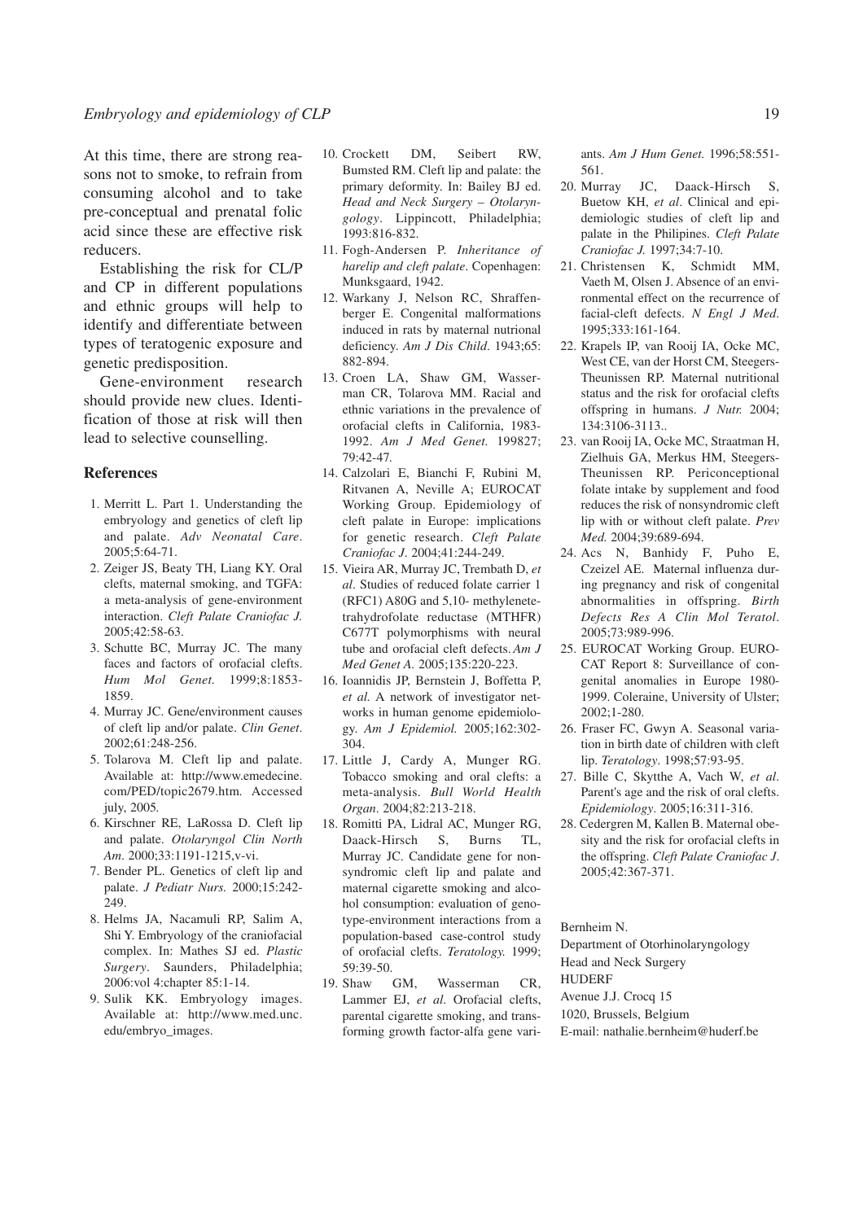At this time, there are strong reasons not to smoke, to refrain from consuming alcohol and to take pre-conceptual and prenatal folic acid since these are effective risk reducers.

Establishing the risk for CL/P and CP in different populations and ethnic groups will help to identify and differentiate between types of teratogenic exposure and genetic predisposition.

Gene-environment research should provide new clues. Identification of those at risk will then lead to selective counselling.

## References

1. Merritt L. Part 1. Understanding the embryology and genetics of cleft lip and palate. *Adv Neonatal Care*. 2005;5:64-71.
2. Zeiger JS, Beaty TH, Liang KY. Oral clefts, maternal smoking, and TGFA: a meta-analysis of gene-environment interaction. *Cleft Palate Craniofac J.* 2005;42:58-63.
3. Schutte BC, Murray JC. The many faces and factors of orofacial clefts. *Hum Mol Genet.* 1999;8:1853-1859.
4. Murray JC. Gene/environment causes of cleft lip and/or palate. *Clin Genet*. 2002;61:248-256.
5. Tolarova M. Cleft lip and palate. Available at: http://www.emedecine.com/PED/topic2679.htm. Accessed july, 2005.
6. Kirschner RE, LaRossa D. Cleft lip and palate. *Otolaryngol Clin North Am*. 2000;33:1191-1215,v-vi.
7. Bender PL. Genetics of cleft lip and palate. *J Pediatr Nurs.* 2000;15:242-249.
8. Helms JA, Nacamuli RP, Salim A, Shi Y. Embryology of the craniofacial complex. In: Mathes SJ ed. *Plastic Surgery*. Saunders, Philadelphia; 2006:vol 4:chapter 85:1-14.
9. Sulik KK. Embryology images. Available at: http://www.med.unc.edu/embryo_images.
10. Crockett DM, Seibert RW, Bumsted RM. Cleft lip and palate: the primary deformity. In: Bailey BJ ed. *Head and Neck Surgery – Otolaryngology*. Lippincott, Philadelphia; 1993:816-832.
11. Fogh-Andersen P. *Inheritance of harelip and cleft palate*. Copenhagen: Munksgaard, 1942.
12. Warkany J, Nelson RC, Shraffenberger E. Congenital malformations induced in rats by maternal nutrional deficiency. *Am J Dis Child*. 1943;65: 882-894.
13. Croen LA, Shaw GM, Wasserman CR, Tolarova MM. Racial and ethnic variations in the prevalence of orofacial clefts in California, 1983-1992. *Am J Med Genet.* 199827; 79:42-47.
14. Calzolari E, Bianchi F, Rubini M, Ritvanen A, Neville A; EUROCAT Working Group. Epidemiology of cleft palate in Europe: implications for genetic research. *Cleft Palate Craniofac J*. 2004;41:244-249.
15. Vieira AR, Murray JC, Trembath D, *et al*. Studies of reduced folate carrier 1 (RFC1) A80G and 5,10- methylenetetrahydrofolate reductase (MTHFR) C677T polymorphisms with neural tube and orofacial cleft defects. *Am J Med Genet A*. 2005;135:220-223.
16. Ioannidis JP, Bernstein J, Boffetta P, *et al.* A network of investigator networks in human genome epidemiology. *Am J Epidemiol.* 2005;162:302-304.
17. Little J, Cardy A, Munger RG. Tobacco smoking and oral clefts: a meta-analysis. *Bull World Health Organ*. 2004;82:213-218.
18. Romitti PA, Lidral AC, Munger RG, Daack-Hirsch S, Burns TL, Murray JC. Candidate gene for nonsyndromic cleft lip and palate and maternal cigarette smoking and alcohol consumption: evaluation of genotype-environment interactions from a population-based case-control study of orofacial clefts. *Teratology.* 1999; 59:39-50.
19. Shaw GM, Wasserman CR, Lammer EJ, *et al*. Orofacial clefts, parental cigarette smoking, and transforming growth factor-alfa gene variants. *Am J Hum Genet.* 1996;58:551-561.
20. Murray JC, Daack-Hirsch S, Buetow KH, *et al*. Clinical and epidemiologic studies of cleft lip and palate in the Philipines. *Cleft Palate Craniofac J.* 1997;34:7-10.
21. Christensen K, Schmidt MM, Vaeth M, Olsen J. Absence of an environmental effect on the recurrence of facial-cleft defects. *N Engl J Med.* 1995;333:161-164.
22. Krapels IP, van Rooij IA, Ocke MC, West CE, van der Horst CM, Steegers-Theunissen RP. Maternal nutritional status and the risk for orofacial clefts offspring in humans. *J Nutr.* 2004; 134:3106-3113..
23. van Rooij IA, Ocke MC, Straatman H, Zielhuis GA, Merkus HM, Steegers-Theunissen RP. Periconceptional folate intake by supplement and food reduces the risk of nonsyndromic cleft lip with or without cleft palate. *Prev Med.* 2004;39:689-694.
24. Acs N, Banhidy F, Puho E, Czeizel AE. Maternal influenza during pregnancy and risk of congenital abnormalities in offspring. *Birth Defects Res A Clin Mol Teratol*. 2005;73:989-996.
25. EUROCAT Working Group. EUROCAT Report 8: Surveillance of congenital anomalies in Europe 1980-1999. Coleraine, University of Ulster; 2002;1-280.
26. Fraser FC, Gwyn A. Seasonal variation in birth date of children with cleft lip. *Teratology*. 1998;57:93-95.
27. Bille C, Skytthe A, Vach W, *et al*. Parent's age and the risk of oral clefts. *Epidemiology*. 2005;16:311-316.
28. Cedergren M, Kallen B. Maternal obesity and the risk for orofacial clefts in the offspring. *Cleft Palate Craniofac J*. 2005;42:367-371.

Bernheim N.
Department of Otorhinolaryngology
Head and Neck Surgery
HUDERF
Avenue J.J. Crocq 15
1020, Brussels, Belgium
E-mail: nathalie.bernheim@huderf.be